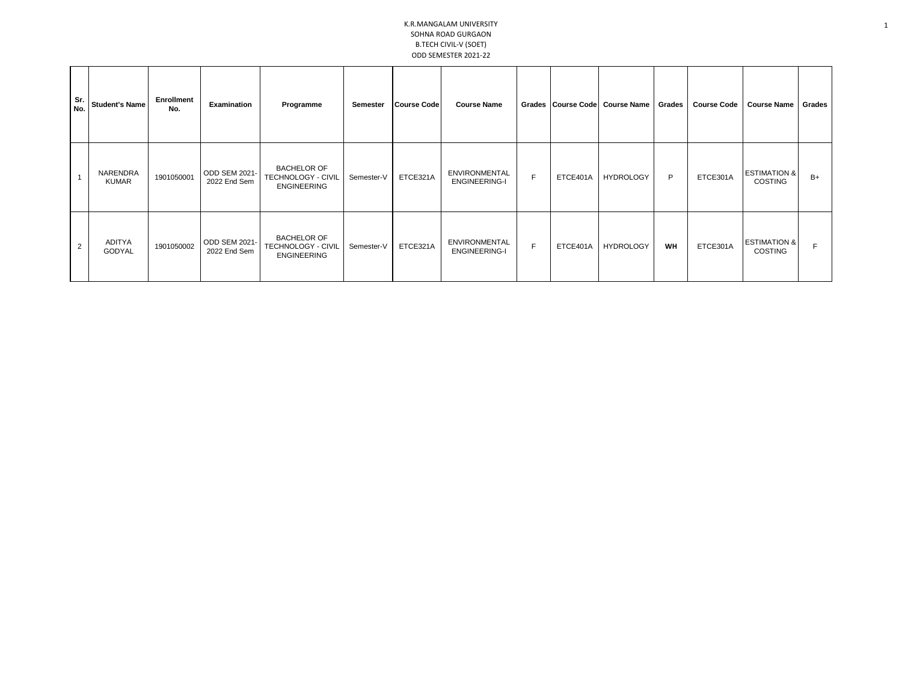K.R.MANGALAM UNIVERSITY
SOHNA ROAD GURGAON
B.TECH CIVIL-V (SOET)
ODD SEMESTER 2021-22

| Sr. No. | Student's Name | Enrollment No. | Examination | Programme | Semester | Course Code | Course Name | Grades | Course Code | Course Name | Grades | Course Code | Course Name | Grades |
|---|---|---|---|---|---|---|---|---|---|---|---|---|---|---|
| 1 | NARENDRA KUMAR | 1901050001 | ODD SEM 2021-2022 End Sem | BACHELOR OF TECHNOLOGY - CIVIL ENGINEERING | Semester-V | ETCE321A | ENVIRONMENTAL ENGINEERING-I | F | ETCE401A | HYDROLOGY | P | ETCE301A | ESTIMATION & COSTING | B+ |
| 2 | ADITYA GODYAL | 1901050002 | ODD SEM 2021-2022 End Sem | BACHELOR OF TECHNOLOGY - CIVIL ENGINEERING | Semester-V | ETCE321A | ENVIRONMENTAL ENGINEERING-I | F | ETCE401A | HYDROLOGY | **WH** | ETCE301A | ESTIMATION & COSTING | F |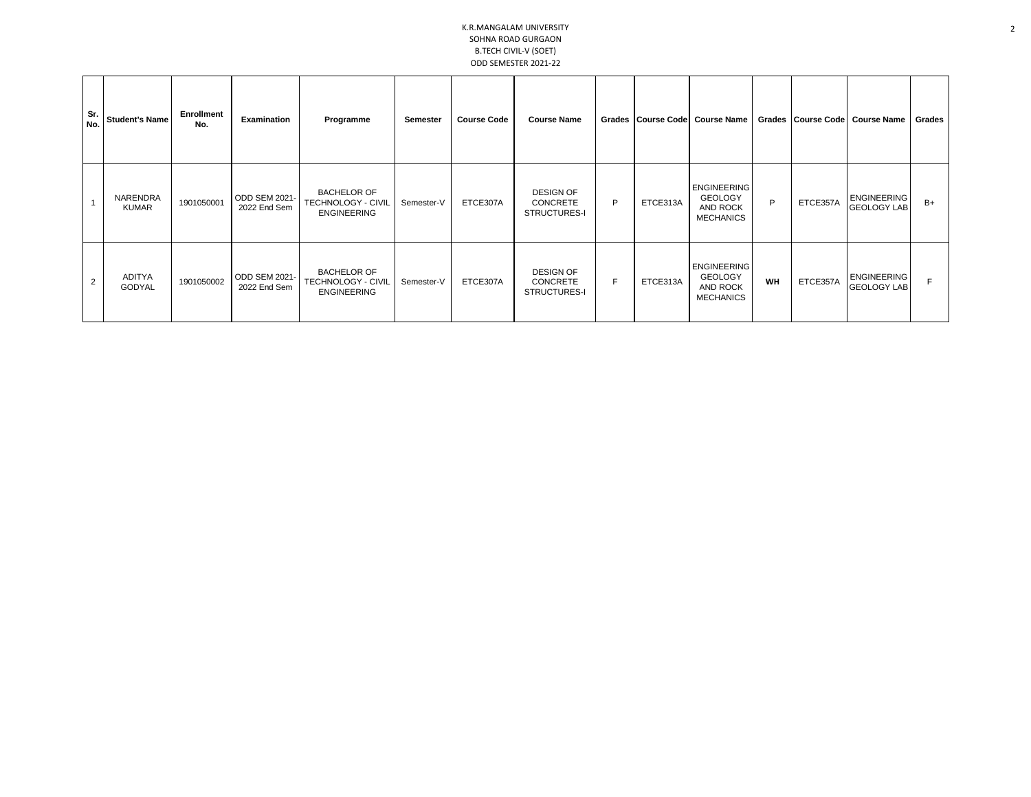K.R.MANGALAM UNIVERSITY
SOHNA ROAD GURGAON
B.TECH CIVIL-V (SOET)
ODD SEMESTER 2021-22

| Sr. No. | Student's Name | Enrollment No. | Examination | Programme | Semester | Course Code | Course Name | Grades | Course Code | Course Name | Grades | Course Code | Course Name | Grades |
|---|---|---|---|---|---|---|---|---|---|---|---|---|---|---|
| 1 | NARENDRA KUMAR | 1901050001 | ODD SEM 2021-2022 End Sem | BACHELOR OF TECHNOLOGY - CIVIL ENGINEERING | Semester-V | ETCE307A | DESIGN OF CONCRETE STRUCTURES-I | P | ETCE313A | ENGINEERING GEOLOGY AND ROCK MECHANICS | P | ETCE357A | ENGINEERING GEOLOGY LAB | B+ |
| 2 | ADITYA GODYAL | 1901050002 | ODD SEM 2021-2022 End Sem | BACHELOR OF TECHNOLOGY - CIVIL ENGINEERING | Semester-V | ETCE307A | DESIGN OF CONCRETE STRUCTURES-I | F | ETCE313A | ENGINEERING GEOLOGY AND ROCK MECHANICS | **WH** | ETCE357A | ENGINEERING GEOLOGY LAB | F |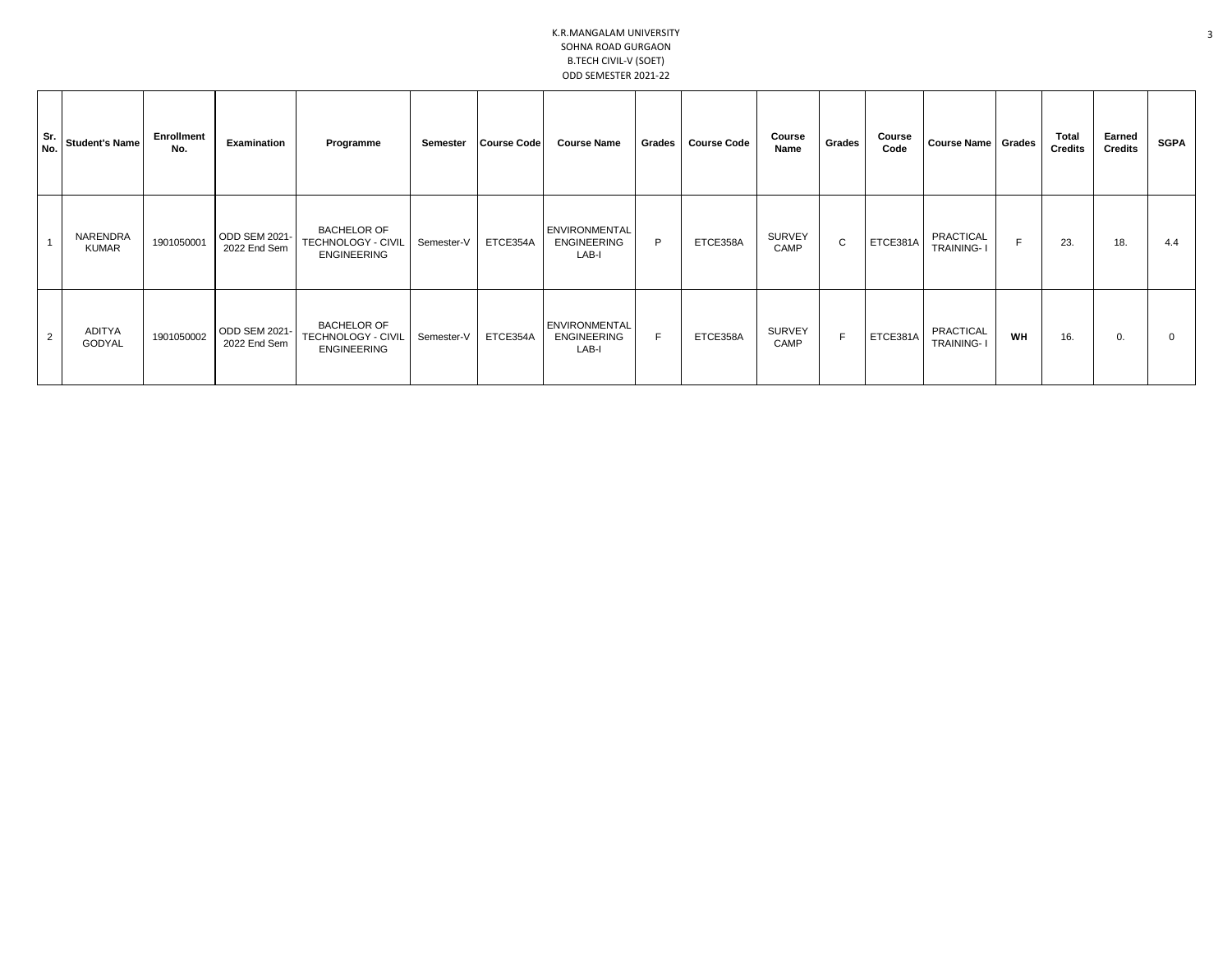K.R.MANGALAM UNIVERSITY
SOHNA ROAD GURGAON
B.TECH CIVIL-V (SOET)
ODD SEMESTER 2021-22

| Sr. No. | Student's Name | Enrollment No. | Examination | Programme | Semester | Course Code | Course Name | Grades | Course Code | Course Name | Grades | Course Code | Course Name | Grades | Total Credits | Earned Credits | SGPA |
|---|---|---|---|---|---|---|---|---|---|---|---|---|---|---|---|---|---|
| 1 | NARENDRA KUMAR | 1901050001 | ODD SEM 2021-2022 End Sem | BACHELOR OF TECHNOLOGY - CIVIL ENGINEERING | Semester-V | ETCE354A | ENVIRONMENTAL ENGINEERING LAB-I | P | ETCE358A | SURVEY CAMP | C | ETCE381A | PRACTICAL TRAINING- I | F | 23. | 18. | 4.4 |
| 2 | ADITYA GODYAL | 1901050002 | ODD SEM 2021-2022 End Sem | BACHELOR OF TECHNOLOGY - CIVIL ENGINEERING | Semester-V | ETCE354A | ENVIRONMENTAL ENGINEERING LAB-I | F | ETCE358A | SURVEY CAMP | F | ETCE381A | PRACTICAL TRAINING- I | **WH** | 16. | 0. | 0 |